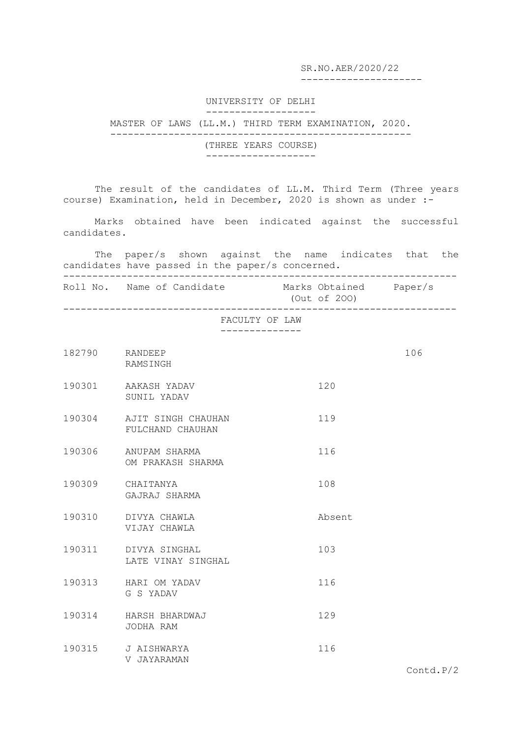SR.NO.AER/2020/22

# UNIVERSITY OF DELHI

## MASTER OF LAWS (LL.M.) THIRD TERM EXAMINATION, 2020.

### (THREE YEARS COURSE)

The result of the candidates of LL.M. Third Term (Three years course) Examination, held in December, 2020 is shown as under :-

Marks obtained have been indicated against the successful candidates.

The paper/s shown against the name indicates that the candidates have passed in the paper/s concerned.

| Roll No. | Name of Candidate | Marks Obtained (Out of 200) | Paper/s |
|---|---|---|---|
| | **FACULTY OF LAW** | | |
| 182790 | RANDEEP<br>RAMSINGH | | 106 |
| 190301 | AAKASH YADAV<br>SUNIL YADAV | 120 | |
| 190304 | AJIT SINGH CHAUHAN<br>FULCHAND CHAUHAN | 119 | |
| 190306 | ANUPAM SHARMA<br>OM PRAKASH SHARMA | 116 | |
| 190309 | CHAITANYA<br>GAJRAJ SHARMA | 108 | |
| 190310 | DIVYA CHAWLA<br>VIJAY CHAWLA | Absent | |
| 190311 | DIVYA SINGHAL<br>LATE VINAY SINGHAL | 103 | |
| 190313 | HARI OM YADAV<br>G S YADAV | 116 | |
| 190314 | HARSH BHARDWAJ<br>JODHA RAM | 129 | |
| 190315 | J AISHWARYA<br>V JAYARAMAN | 116 | |

Contd.P/2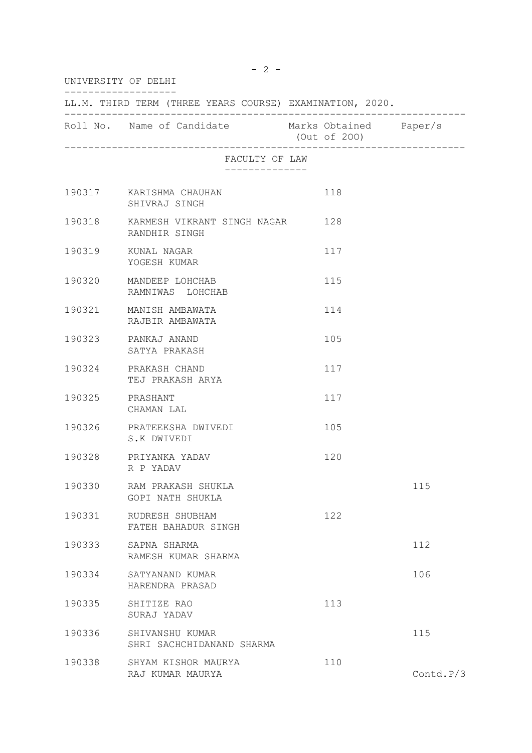UNIVERSITY OF DELHI

LL.M. THIRD TERM (THREE YEARS COURSE) EXAMINATION, 2020.

FACULTY OF LAW

| Roll No. | Name of Candidate | Marks Obtained (Out of 200) | Paper/s |
|---|---|---|---|
| 190317 | KARISHMA CHAUHAN<br>SHIVRAJ SINGH | 118 | |
| 190318 | KARMESH VIKRANT SINGH NAGAR<br>RANDHIR SINGH | 128 | |
| 190319 | KUNAL NAGAR<br>YOGESH KUMAR | 117 | |
| 190320 | MANDEEP LOHCHAB<br>RAMNIWAS LOHCHAB | 115 | |
| 190321 | MANISH AMBAWATA<br>RAJBIR AMBAWATA | 114 | |
| 190323 | PANKAJ ANAND<br>SATYA PRAKASH | 105 | |
| 190324 | PRAKASH CHAND<br>TEJ PRAKASH ARYA | 117 | |
| 190325 | PRASHANT<br>CHAMAN LAL | 117 | |
| 190326 | PRATEEKSHA DWIVEDI<br>S.K DWIVEDI | 105 | |
| 190328 | PRIYANKA YADAV<br>R P YADAV | 120 | |
| 190330 | RAM PRAKASH SHUKLA<br>GOPI NATH SHUKLA | | 115 |
| 190331 | RUDRESH SHUBHAM<br>FATEH BAHADUR SINGH | 122 | |
| 190333 | SAPNA SHARMA<br>RAMESH KUMAR SHARMA | | 112 |
| 190334 | SATYANAND KUMAR<br>HARENDRA PRASAD | | 106 |
| 190335 | SHITIZE RAO<br>SURAJ YADAV | 113 | |
| 190336 | SHIVANSHU KUMAR<br>SHRI SACHCHIDANAND SHARMA | | 115 |
| 190338 | SHYAM KISHOR MAURYA<br>RAJ KUMAR MAURYA | 110 | |

Contd.P/3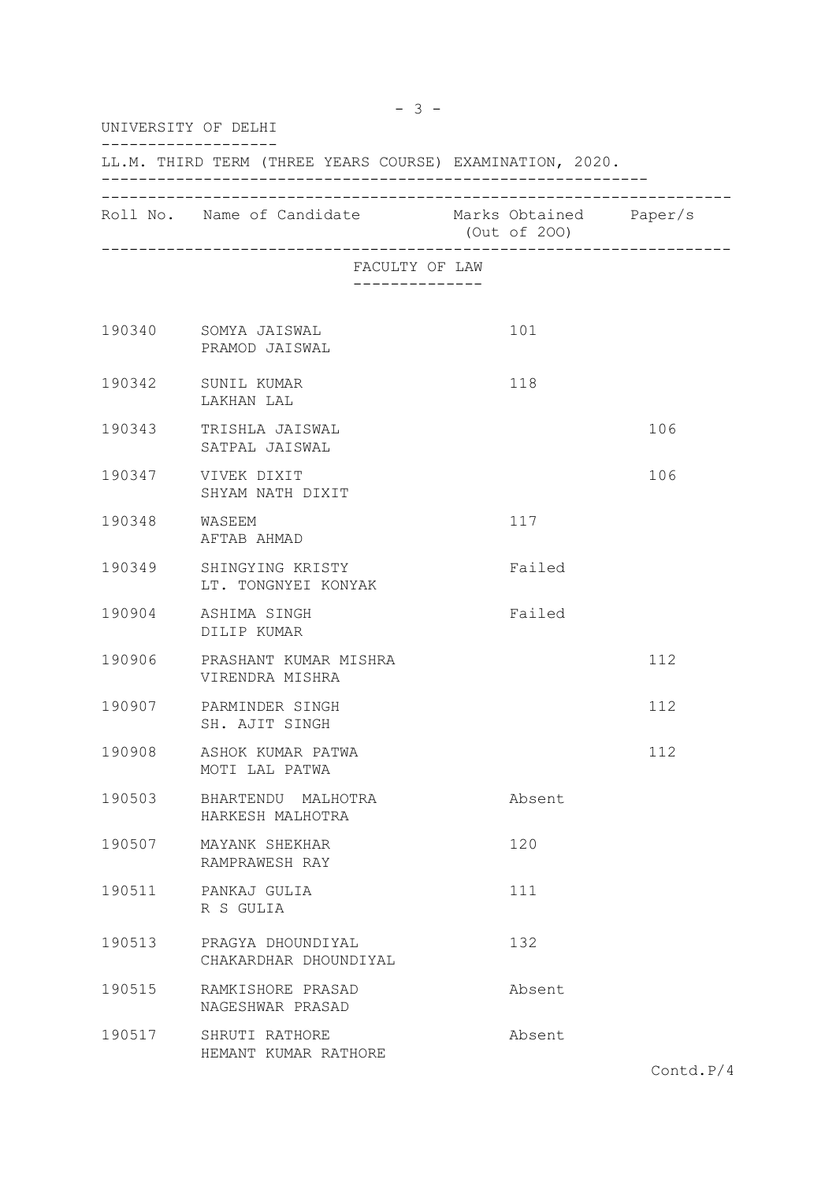UNIVERSITY OF DELHI

LL.M. THIRD TERM (THREE YEARS COURSE) EXAMINATION, 2020.

| Roll No. | Name of Candidate | Marks Obtained (Out of 200) | Paper/s |
|---|---|---|---|

FACULTY OF LAW

| Roll No. | Name of Candidate | Marks Obtained (Out of 200) | Paper/s |
|---|---|---|---|
| 190340 | SOMYA JAISWAL<br>PRAMOD JAISWAL | 101 | |
| 190342 | SUNIL KUMAR<br>LAKHAN LAL | 118 | |
| 190343 | TRISHLA JAISWAL<br>SATPAL JAISWAL | | 106 |
| 190347 | VIVEK DIXIT<br>SHYAM NATH DIXIT | | 106 |
| 190348 | WASEEM<br>AFTAB AHMAD | 117 | |
| 190349 | SHINGYING KRISTY<br>LT. TONGNYEI KONYAK | Failed | |
| 190904 | ASHIMA SINGH<br>DILIP KUMAR | Failed | |
| 190906 | PRASHANT KUMAR MISHRA<br>VIRENDRA MISHRA | | 112 |
| 190907 | PARMINDER SINGH<br>SH. AJIT SINGH | | 112 |
| 190908 | ASHOK KUMAR PATWA<br>MOTI LAL PATWA | | 112 |
| 190503 | BHARTENDU MALHOTRA<br>HARKESH MALHOTRA | Absent | |
| 190507 | MAYANK SHEKHAR<br>RAMPRAWESH RAY | 120 | |
| 190511 | PANKAJ GULIA<br>R S GULIA | 111 | |
| 190513 | PRAGYA DHOUNDIYAL<br>CHAKARDHAR DHOUNDIYAL | 132 | |
| 190515 | RAMKISHORE PRASAD<br>NAGESHWAR PRASAD | Absent | |
| 190517 | SHRUTI RATHORE<br>HEMANT KUMAR RATHORE | Absent | |

Contd.P/4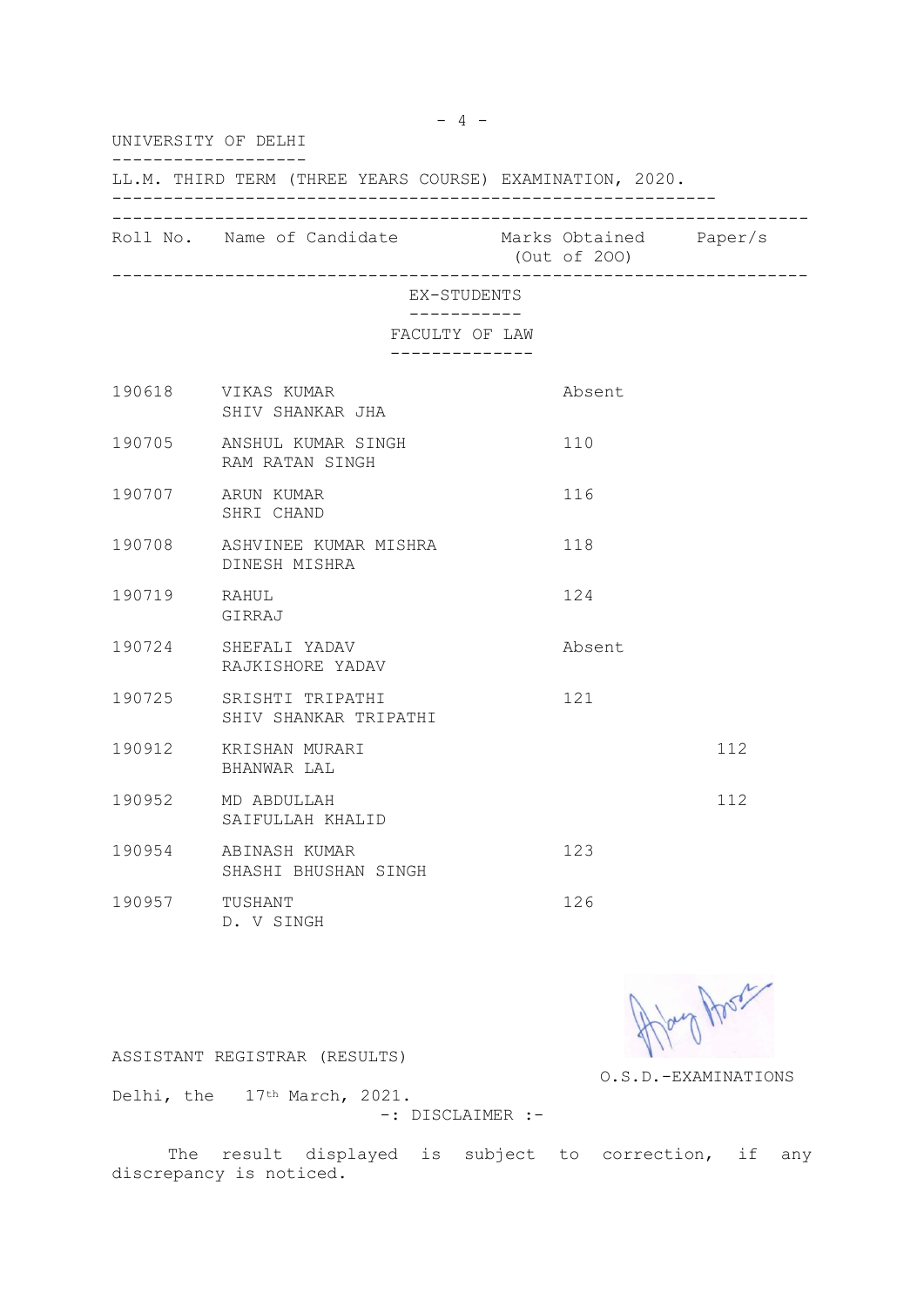UNIVERSITY OF DELHI

LL.M. THIRD TERM (THREE YEARS COURSE) EXAMINATION, 2020.

| Roll No. | Name of Candidate | Marks Obtained (Out of 200) | Paper/s |
|---|---|---|---|
| | **EX-STUDENTS** | | |
| | **FACULTY OF LAW** | | |
| 190618 | VIKAS KUMAR<br>SHIV SHANKAR JHA | Absent | |
| 190705 | ANSHUL KUMAR SINGH<br>RAM RATAN SINGH | 110 | |
| 190707 | ARUN KUMAR<br>SHRI CHAND | 116 | |
| 190708 | ASHVINEE KUMAR MISHRA<br>DINESH MISHRA | 118 | |
| 190719 | RAHUL<br>GIRRAJ | 124 | |
| 190724 | SHEFALI YADAV<br>RAJKISHORE YADAV | Absent | |
| 190725 | SRISHTI TRIPATHI<br>SHIV SHANKAR TRIPATHI | 121 | |
| 190912 | KRISHAN MURARI<br>BHANWAR LAL | | 112 |
| 190952 | MD ABDULLAH<br>SAIFULLAH KHALID | | 112 |
| 190954 | ABINASH KUMAR<br>SHASHI BHUSHAN SINGH | 123 | |
| 190957 | TUSHANT<br>D. V SINGH | 126 | |

ASSISTANT REGISTRAR (RESULTS)

O.S.D.-EXAMINATIONS

Delhi, the 17th March, 2021.

-: DISCLAIMER :-

The result displayed is subject to correction, if any discrepancy is noticed.